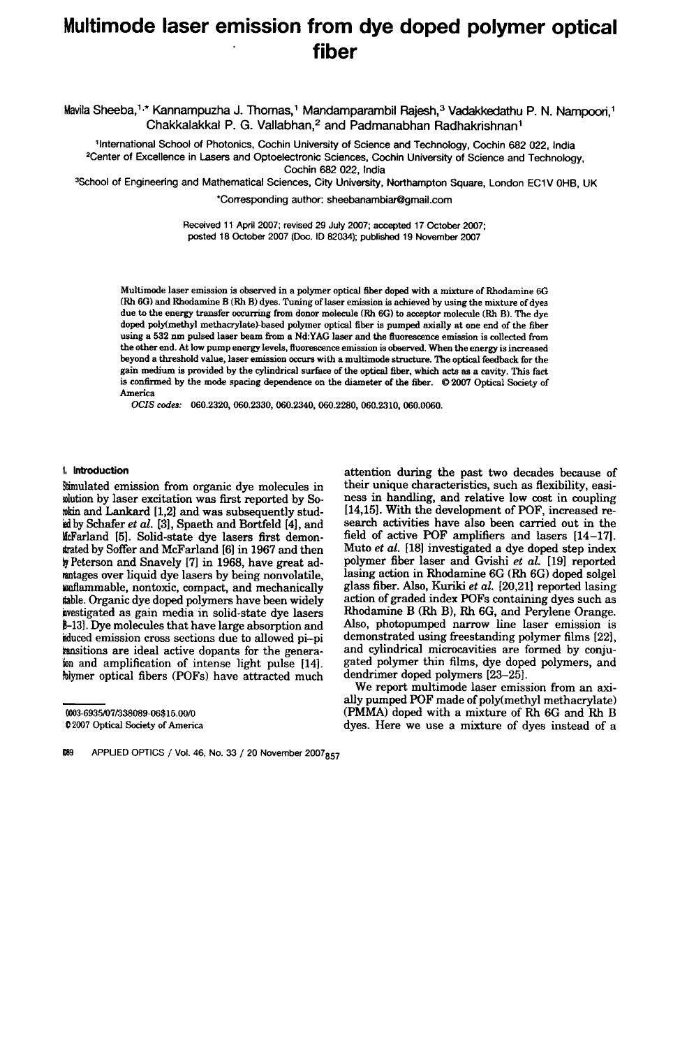# Multimode laser emission from dye doped polymer optical fiber

Mavila Sheeba,[1,*] Kannampuzha J. Thomas,[1] Mandamparambil Rajesh,[3] Vadakkedathu P. N. Nampoori,[1] Chakkalakkal P. G. Vallabhan,[2] and Padmanabhan Radhakrishnan[1]

[1]International School of Photonics, Cochin University of Science and Technology, Cochin 682 022, India

[2]Center of Excellence in Lasers and Optoelectronic Sciences, Cochin University of Science and Technology, Cochin 682 022, India

[3]School of Engineering and Mathematical Sciences, City University, Northampton Square, London EC1V 0HB, UK

*Corresponding author: sheebanambiar@gmail.com

Received 11 April 2007; revised 29 July 2007; accepted 17 October 2007; posted 18 October 2007 (Doc. ID 82034); published 19 November 2007

Multimode laser emission is observed in a polymer optical fiber doped with a mixture of Rhodamine 6G (Rh 6G) and Rhodamine B (Rh B) dyes. Tuning of laser emission is achieved by using the mixture of dyes due to the energy transfer occurring from donor molecule (Rh 6G) to acceptor molecule (Rh B). The dye doped poly(methyl methacrylate)-based polymer optical fiber is pumped axially at one end of the fiber using a 532 nm pulsed laser beam from a Nd:YAG laser and the fluorescence emission is collected from the other end. At low pump energy levels, fluorescence emission is observed. When the energy is increased beyond a threshold value, laser emission occurs with a multimode structure. The optical feedback for the gain medium is provided by the cylindrical surface of the optical fiber, which acts as a cavity. This fact is confirmed by the mode spacing dependence on the diameter of the fiber. © 2007 Optical Society of America

*OCIS codes:* 060.2320, 060.2330, 060.2340, 060.2280, 060.2310, 060.0060.

## 1. Introduction

Stimulated emission from organic dye molecules in solution by laser excitation was first reported by Sorokin and Lankard [1,2] and was subsequently studied by Schafer *et al.* [3], Spaeth and Bortfeld [4], and McFarland [5]. Solid-state dye lasers first demonstrated by Soffer and McFarland [6] in 1967 and then by Peterson and Snavely [7] in 1968, have great advantages over liquid dye lasers by being nonvolatile, nonflammable, nontoxic, compact, and mechanically stable. Organic dye doped polymers have been widely investigated as gain media in solid-state dye lasers [8–13]. Dye molecules that have large absorption and induced emission cross sections due to allowed pi–pi transitions are ideal active dopants for the generation and amplification of intense light pulse [14]. Polymer optical fibers (POFs) have attracted much attention during the past two decades because of their unique characteristics, such as flexibility, easiness in handling, and relative low cost in coupling [14,15]. With the development of POF, increased research activities have also been carried out in the field of active POF amplifiers and lasers [14–17]. Muto *et al.* [18] investigated a dye doped step index polymer fiber laser and Gvishi *et al.* [19] reported lasing action in Rhodamine 6G (Rh 6G) doped solgel glass fiber. Also, Kuriki *et al.* [20,21] reported lasing action of graded index POFs containing dyes such as Rhodamine B (Rh B), Rh 6G, and Perylene Orange. Also, photopumped narrow line laser emission is demonstrated using freestanding polymer films [22], and cylindrical microcavities are formed by conjugated polymer thin films, dye doped polymers, and dendrimer doped polymers [23–25].

We report multimode laser emission from an axially pumped POF made of poly(methyl methacrylate) (PMMA) doped with a mixture of Rh 6G and Rh B dyes. Here we use a mixture of dyes instead of a

0003-6935/07/338089-06$15.00/0

© 2007 Optical Society of America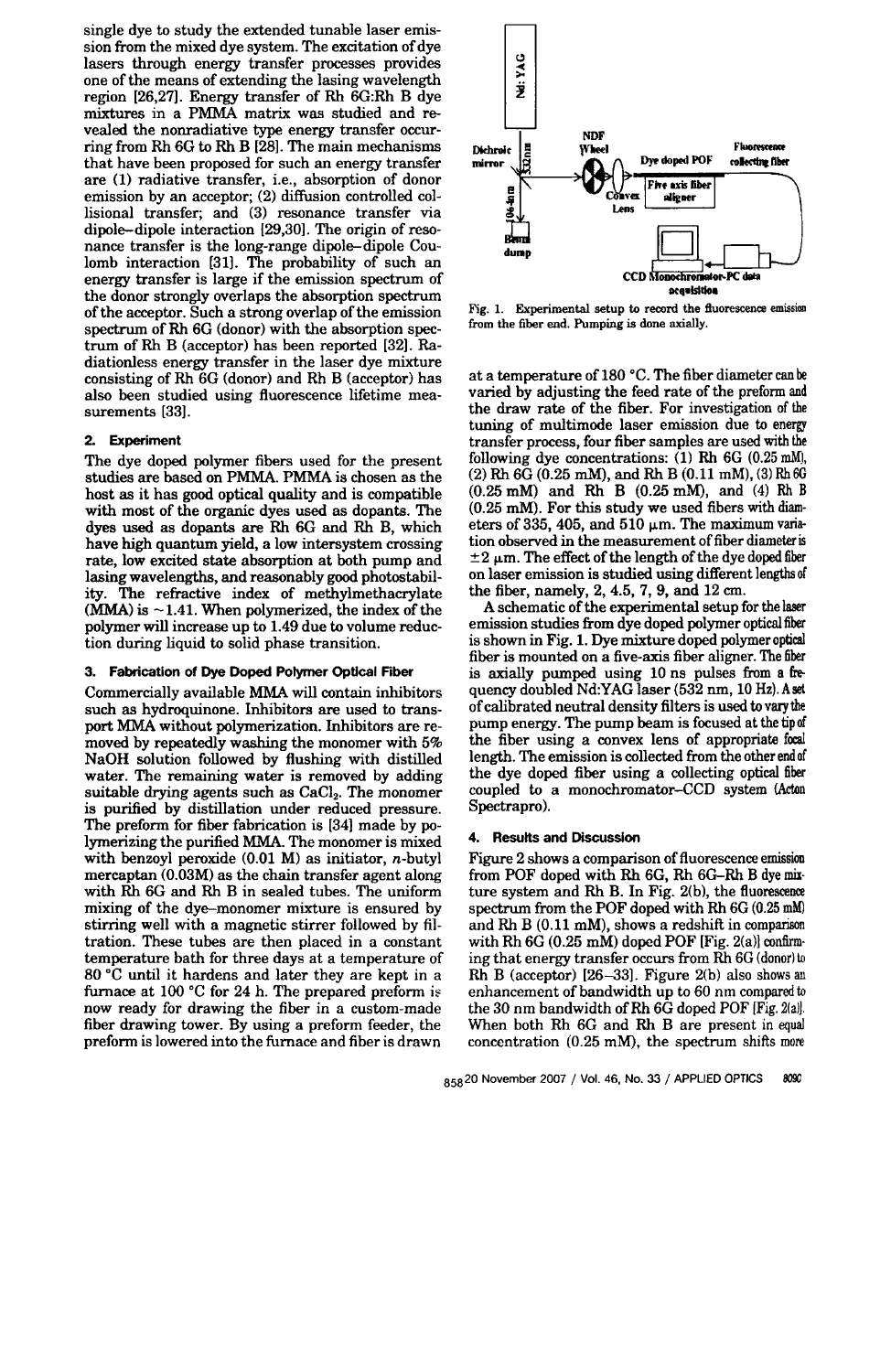single dye to study the extended tunable laser emission from the mixed dye system. The excitation of dye lasers through energy transfer processes provides one of the means of extending the lasing wavelength region [26,27]. Energy transfer of Rh 6G:Rh B dye mixtures in a PMMA matrix was studied and revealed the nonradiative type energy transfer occurring from Rh 6G to Rh B [28]. The main mechanisms that have been proposed for such an energy transfer are (1) radiative transfer, i.e., absorption of donor emission by an acceptor; (2) diffusion controlled collisional transfer; and (3) resonance transfer via dipole–dipole interaction [29,30]. The origin of resonance transfer is the long-range dipole–dipole Coulomb interaction [31]. The probability of such an energy transfer is large if the emission spectrum of the donor strongly overlaps the absorption spectrum of the acceptor. Such a strong overlap of the emission spectrum of Rh 6G (donor) with the absorption spectrum of Rh B (acceptor) has been reported [32]. Radiationless energy transfer in the laser dye mixture consisting of Rh 6G (donor) and Rh B (acceptor) has also been studied using fluorescence lifetime measurements [33].

## 2. Experiment

The dye doped polymer fibers used for the present studies are based on PMMA. PMMA is chosen as the host as it has good optical quality and is compatible with most of the organic dyes used as dopants. The dyes used as dopants are Rh 6G and Rh B, which have high quantum yield, a low intersystem crossing rate, low excited state absorption at both pump and lasing wavelengths, and reasonably good photostability. The refractive index of methylmethacrylate (MMA) is ~1.41. When polymerized, the index of the polymer will increase up to 1.49 due to volume reduction during liquid to solid phase transition.

## 3. Fabrication of Dye Doped Polymer Optical Fiber

Commercially available MMA will contain inhibitors such as hydroquinone. Inhibitors are used to transport MMA without polymerization. Inhibitors are removed by repeatedly washing the monomer with 5% NaOH solution followed by flushing with distilled water. The remaining water is removed by adding suitable drying agents such as $CaCl_2$. The monomer is purified by distillation under reduced pressure. The preform for fiber fabrication is [34] made by polymerizing the purified MMA. The monomer is mixed with benzoyl peroxide (0.01 M) as initiator, *n*-butyl mercaptan (0.03M) as the chain transfer agent along with Rh 6G and Rh B in sealed tubes. The uniform mixing of the dye–monomer mixture is ensured by stirring well with a magnetic stirrer followed by filtration. These tubes are then placed in a constant temperature bath for three days at a temperature of 80 °C until it hardens and later they are kept in a furnace at 100 °C for 24 h. The prepared preform is now ready for drawing the fiber in a custom-made fiber drawing tower. By using a preform feeder, the preform is lowered into the furnace and fiber is drawn at a temperature of 180 °C. The fiber diameter can be varied by adjusting the feed rate of the preform and the draw rate of the fiber. For investigation of the tuning of multimode laser emission due to energy transfer process, four fiber samples are used with the following dye concentrations: (1) Rh 6G (0.25 mM), (2) Rh 6G (0.25 mM), and Rh B (0.11 mM), (3) Rh 6G (0.25 mM) and Rh B (0.25 mM), and (4) Rh B (0.25 mM). For this study we used fibers with diameters of 335, 405, and 510 μm. The maximum variation observed in the measurement of fiber diameter is ±2 μm. The effect of the length of the dye doped fiber on laser emission is studied using different lengths of the fiber, namely, 2, 4.5, 7, 9, and 12 cm.

Fig. 1. Experimental setup to record the fluorescence emission from the fiber end. Pumping is done axially.

A schematic of the experimental setup for the laser emission studies from dye doped polymer optical fiber is shown in Fig. 1. Dye mixture doped polymer optical fiber is mounted on a five-axis fiber aligner. The fiber is axially pumped using 10 ns pulses from a frequency doubled Nd:YAG laser (532 nm, 10 Hz). A set of calibrated neutral density filters is used to vary the pump energy. The pump beam is focused at the tip of the fiber using a convex lens of appropriate focal length. The emission is collected from the other end of the dye doped fiber using a collecting optical fiber coupled to a monochromator–CCD system (Acton Spectrapro).

## 4. Results and Discussion

Figure 2 shows a comparison of fluorescence emission from POF doped with Rh 6G, Rh 6G–Rh B dye mixture system and Rh B. In Fig. 2(b), the fluorescence spectrum from the POF doped with Rh 6G (0.25 mM) and Rh B (0.11 mM), shows a redshift in comparison with Rh 6G (0.25 mM) doped POF [Fig. 2(a)] confirming that energy transfer occurs from Rh 6G (donor) to Rh B (acceptor) [26–33]. Figure 2(b) also shows an enhancement of bandwidth up to 60 nm compared to the 30 nm bandwidth of Rh 6G doped POF [Fig. 2(a)]. When both Rh 6G and Rh B are present in equal concentration (0.25 mM), the spectrum shifts more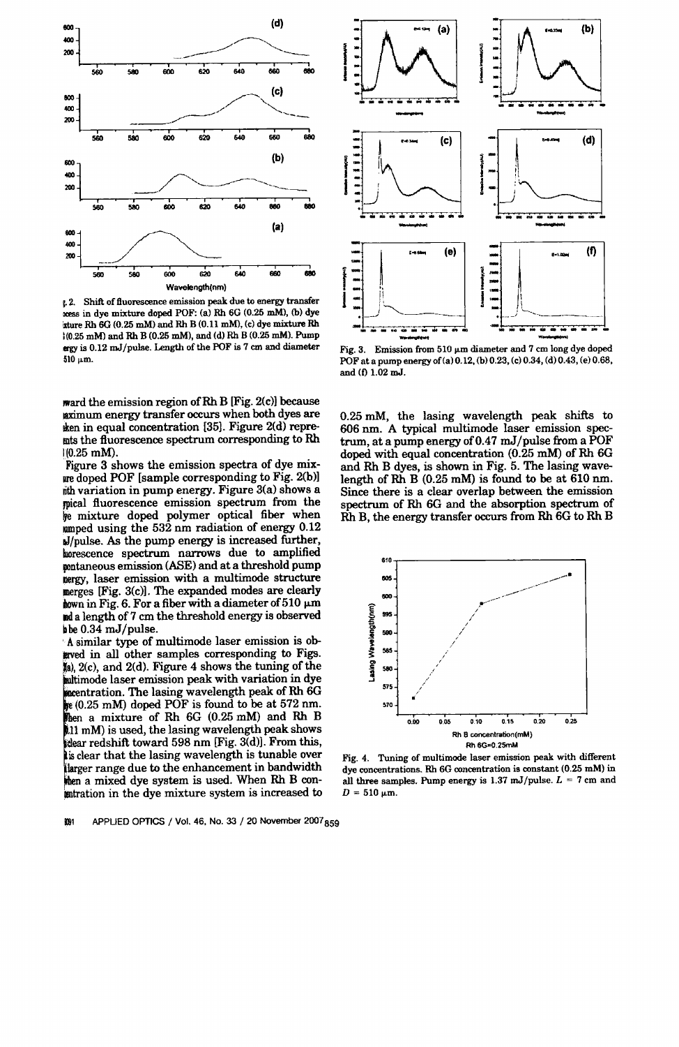Fig. 2. Shift of fluorescence emission peak due to energy transfer process in dye mixture doped POF: (a) Rh 6G (0.25 mM), (b) dye mixture Rh 6G (0.25 mM) and Rh B (0.11 mM), (c) dye mixture Rh 6G (0.25 mM) and Rh B (0.25 mM), and (d) Rh B (0.25 mM). Pump energy is 0.12 mJ/pulse. Length of the POF is 7 cm and diameter 510 μm.

Fig. 3. Emission from 510 μm diameter and 7 cm long dye doped POF at a pump energy of (a) 0.12, (b) 0.23, (c) 0.34, (d) 0.43, (e) 0.68, and (f) 1.02 mJ.

toward the emission region of Rh B [Fig. 2(c)] because maximum energy transfer occurs when both dyes are taken in equal concentration [35]. Figure 2(d) represents the fluorescence spectrum corresponding to Rh B (0.25 mM).

Figure 3 shows the emission spectra of dye mixture doped POF [sample corresponding to Fig. 2(b)] with variation in pump energy. Figure 3(a) shows a typical fluorescence emission spectrum from the dye mixture doped polymer optical fiber when pumped using the 532 nm radiation of energy 0.12 mJ/pulse. As the pump energy is increased further, fluorescence spectrum narrows due to amplified spontaneous emission (ASE) and at a threshold pump energy, laser emission with a multimode structure emerges [Fig. 3(c)]. The expanded modes are clearly shown in Fig. 6. For a fiber with a diameter of 510 μm and a length of 7 cm the threshold energy is observed to be 0.34 mJ/pulse.

A similar type of multimode laser emission is observed in all other samples corresponding to Figs. 2(a), 2(c), and 2(d). Figure 4 shows the tuning of the multimode laser emission peak with variation in dye concentration. The lasing wavelength peak of Rh 6G dye (0.25 mM) doped POF is found to be at 572 nm. When a mixture of Rh 6G (0.25 mM) and Rh B (0.11 mM) is used, the lasing wavelength peak shows a clear redshift toward 598 nm [Fig. 3(d)]. From this, it is clear that the lasing wavelength is tunable over a larger range due to the enhancement in bandwidth when a mixed dye system is used. When Rh B concentration in the dye mixture system is increased to 0.25 mM, the lasing wavelength peak shifts to 606 nm. A typical multimode laser emission spectrum, at a pump energy of 0.47 mJ/pulse from a POF doped with equal concentration (0.25 mM) of Rh 6G and Rh B dyes, is shown in Fig. 5. The lasing wavelength of Rh B (0.25 mM) is found to be at 610 nm. Since there is a clear overlap between the emission spectrum of Rh 6G and the absorption spectrum of Rh B, the energy transfer occurs from Rh 6G to Rh B

Fig. 4. Tuning of multimode laser emission peak with different dye concentrations. Rh 6G concentration is constant (0.25 mM) in all three samples. Pump energy is 1.37 mJ/pulse. $L$ = 7 cm and $D$ = 510 μm.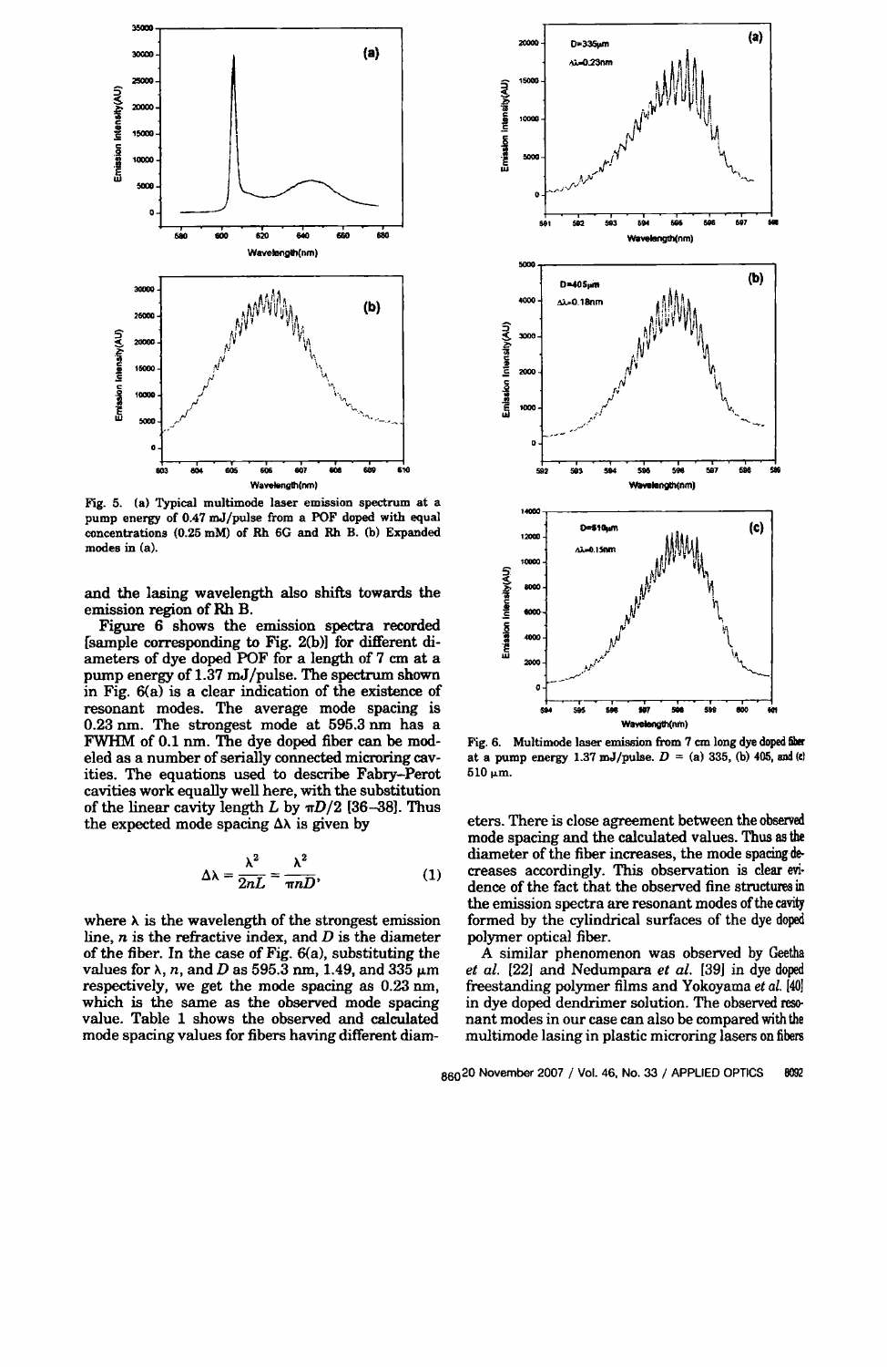Fig. 5. (a) Typical multimode laser emission spectrum at a pump energy of 0.47 mJ/pulse from a POF doped with equal concentrations (0.25 mM) of Rh 6G and Rh B. (b) Expanded modes in (a).

and the lasing wavelength also shifts towards the emission region of Rh B.

Figure 6 shows the emission spectra recorded [sample corresponding to Fig. 2(b)] for different diameters of dye doped POF for a length of 7 cm at a pump energy of 1.37 mJ/pulse. The spectrum shown in Fig. 6(a) is a clear indication of the existence of resonant modes. The average mode spacing is 0.23 nm. The strongest mode at 595.3 nm has a FWHM of 0.1 nm. The dye doped fiber can be modeled as a number of serially connected microring cavities. The equations used to describe Fabry–Perot cavities work equally well here, with the substitution of the linear cavity length $L$ by $\pi D/2$ [36–38]. Thus the expected mode spacing $\Delta\lambda$ is given by

$$\Delta\lambda = \frac{\lambda^2}{2nL} = \frac{\lambda^2}{\pi n D}, \qquad (1)$$

where $\lambda$ is the wavelength of the strongest emission line, $n$ is the refractive index, and $D$ is the diameter of the fiber. In the case of Fig. 6(a), substituting the values for $\lambda$, $n$, and $D$ as 595.3 nm, 1.49, and 335 μm respectively, we get the mode spacing as 0.23 nm, which is the same as the observed mode spacing value. Table 1 shows the observed and calculated mode spacing values for fibers having different diameters. There is close agreement between the observed mode spacing and the calculated values. Thus as the diameter of the fiber increases, the mode spacing decreases accordingly. This observation is clear evidence of the fact that the observed fine structures in the emission spectra are resonant modes of the cavity formed by the cylindrical surfaces of the dye doped polymer optical fiber.

A similar phenomenon was observed by Geetha *et al.* [22] and Nedumpara *et al.* [39] in dye doped freestanding polymer films and Yokoyama *et al.* [40] in dye doped dendrimer solution. The observed resonant modes in our case can also be compared with the multimode lasing in plastic microring lasers on fibers

Fig. 6. Multimode laser emission from 7 cm long dye doped fiber at a pump energy 1.37 mJ/pulse. $D$ = (a) 335, (b) 405, and (c) 510 μm.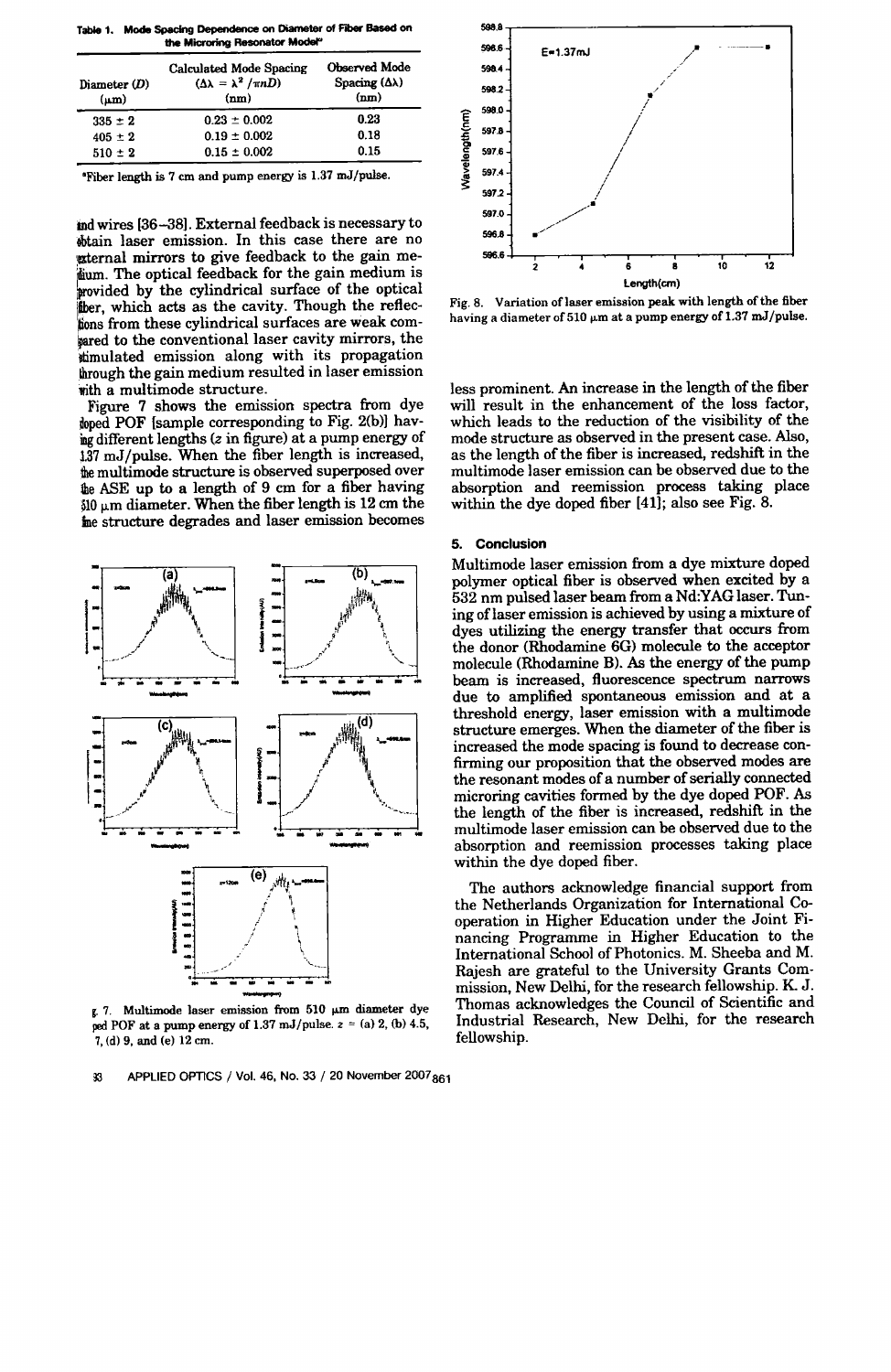**Table 1. Mode Spacing Dependence on Diameter of Fiber Based on the Microring Resonator Model[a]**

| Diameter ($D$) (μm) | Calculated Mode Spacing ($\Delta\lambda = \lambda^2/\pi n D$) (nm) | Observed Mode Spacing ($\Delta\lambda$) (nm) |
|---|---|---|
| 335 ± 2 | 0.23 ± 0.002 | 0.23 |
| 405 ± 2 | 0.19 ± 0.002 | 0.18 |
| 510 ± 2 | 0.15 ± 0.002 | 0.15 |

[a]Fiber length is 7 cm and pump energy is 1.37 mJ/pulse.

and wires [36–38]. External feedback is necessary to obtain laser emission. In this case there are no external mirrors to give feedback to the gain medium. The optical feedback for the gain medium is provided by the cylindrical surface of the optical fiber, which acts as the cavity. Though the reflections from these cylindrical surfaces are weak compared to the conventional laser cavity mirrors, the stimulated emission along with its propagation through the gain medium resulted in laser emission with a multimode structure.

Figure 7 shows the emission spectra from dye doped POF [sample corresponding to Fig. 2(b)] having different lengths ($z$ in figure) at a pump energy of 1.37 mJ/pulse. When the fiber length is increased, the multimode structure is observed superposed over the ASE up to a length of 9 cm for a fiber having 510 μm diameter. When the fiber length is 12 cm the fine structure degrades and laser emission becomes less prominent. An increase in the length of the fiber will result in the enhancement of the loss factor, which leads to the reduction of the visibility of the mode structure as observed in the present case. Also, as the length of the fiber is increased, redshift in the multimode laser emission can be observed due to the absorption and reemission process taking place within the dye doped fiber [41]; also see Fig. 8.

Fig. 7. Multimode laser emission from 510 μm diameter dye doped POF at a pump energy of 1.37 mJ/pulse. $z$ = (a) 2, (b) 4.5, (c) 7, (d) 9, and (e) 12 cm.

Fig. 8. Variation of laser emission peak with length of the fiber having a diameter of 510 μm at a pump energy of 1.37 mJ/pulse.

## 5. Conclusion

Multimode laser emission from a dye mixture doped polymer optical fiber is observed when excited by a 532 nm pulsed laser beam from a Nd:YAG laser. Tuning of laser emission is achieved by using a mixture of dyes utilizing the energy transfer that occurs from the donor (Rhodamine 6G) molecule to the acceptor molecule (Rhodamine B). As the energy of the pump beam is increased, fluorescence spectrum narrows due to amplified spontaneous emission and at a threshold energy, laser emission with a multimode structure emerges. When the diameter of the fiber is increased the mode spacing is found to decrease confirming our proposition that the observed modes are the resonant modes of a number of serially connected microring cavities formed by the dye doped POF. As the length of the fiber is increased, redshift in the multimode laser emission can be observed due to the absorption and reemission processes taking place within the dye doped fiber.

The authors acknowledge financial support from the Netherlands Organization for International Cooperation in Higher Education under the Joint Financing Programme in Higher Education to the International School of Photonics. M. Sheeba and M. Rajesh are grateful to the University Grants Commission, New Delhi, for the research fellowship. K. J. Thomas acknowledges the Council of Scientific and Industrial Research, New Delhi, for the research fellowship.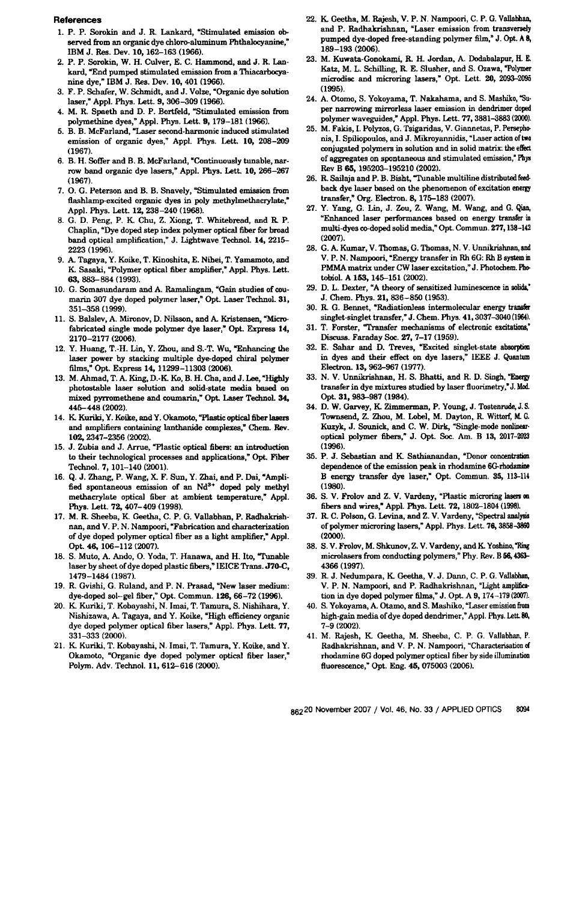## References

1. P. P. Sorokin and J. R. Lankard, "Stimulated emission observed from an organic dye chloro-aluminum Phthalocyanine," IBM J. Res. Dev. **10**, 162–163 (1966).
2. P. P. Sorokin, W. H. Culver, E. C. Hammond, and J. R. Lankard, "End pumped stimulated emission from a Thiacarbocyanine dye," IBM J. Res. Dev. **10**, 401 (1966).
3. F. P. Schafer, W. Schmidt, and J. Volze, "Organic dye solution laser," Appl. Phys. Lett. **9**, 306–309 (1966).
4. M. R. Spaeth and D. P. Bortfeld, "Stimulated emission from polymethine dyes," Appl. Phys. Lett. **9**, 179–181 (1966).
5. B. B. McFarland, "Laser second-harmonic induced stimulated emission of organic dyes," Appl. Phys. Lett. **10**, 208–209 (1967).
6. B. H. Soffer and B. B. McFarland, "Continuously tunable, narrow band organic dye lasers," Appl. Phys. Lett. **10**, 266–267 (1967).
7. O. G. Peterson and B. B. Snavely, "Stimulated emission from flashlamp-excited organic dyes in poly methylmethacrylate," Appl. Phys. Lett. **12**, 238–240 (1968).
8. G. D. Peng, P. K. Chu, Z. Xiong, T. Whitebread, and R. P. Chaplin, "Dye doped step index polymer optical fiber for broad band optical amplification," J. Lightwave Technol. **14**, 2215–2223 (1996).
9. A. Tagaya, Y. Koike, T. Kinoshita, E. Nihei, T. Yamamoto, and K. Sasaki, "Polymer optical fiber amplifier," Appl. Phys. Lett. **63**, 883–884 (1993).
10. G. Somasundaram and A. Ramalingam, "Gain studies of coumarin 307 dye doped polymer laser," Opt. Laser Technol. **31**, 351–358 (1999).
11. S. Balslev, A. Mironov, D. Nilsson, and A. Kristensen, "Microfabricated single mode polymer dye laser," Opt. Express **14**, 2170–2177 (2006).
12. Y. Huang, T.-H. Lin, Y. Zhou, and S.-T. Wu, "Enhancing the laser power by stacking multiple dye-doped chiral polymer films," Opt. Express **14**, 11299–11303 (2006).
13. M. Ahmad, T. A. King, D.-K. Ko, B. H. Cha, and J. Lee, "Highly photostable laser solution and solid-state media based on mixed pyrromethene and coumarin," Opt. Laser Technol. **34**, 445–448 (2002).
14. K. Kuriki, Y. Koike, and Y. Okamoto, "Plastic optical fiber lasers and amplifiers containing lanthanide complexes," Chem. Rev. **102**, 2347–2356 (2002).
15. J. Zubia and J. Arrue, "Plastic optical fibers: an introduction to their technological processes and applications," Opt. Fiber Technol. **7**, 101–140 (2001).
16. Q. J. Zhang, P. Wang, X. F. Sun, Y. Zhai, and P. Dai, "Amplified spontaneous emission of an $Nd^{3+}$ doped poly methyl methacrylate optical fiber at ambient temperature," Appl. Phys. Lett. **72**, 407–409 (1998).
17. M. R. Sheeba, K. Geetha, C. P. G. Vallabhan, P. Radhakrishnan, and V. P. N. Nampoori, "Fabrication and characterization of dye doped polymer optical fiber as a light amplifier," Appl. Opt. **46**, 106–112 (2007).
18. S. Muto, A. Ando, O. Yoda, T. Hanawa, and H. Ito, "Tunable laser by sheet of dye doped plastic fibers," IEICE Trans. **J70-C**, 1479–1484 (1987).
19. R. Gvishi, G. Ruland, and P. N. Prasad, "New laser medium: dye-doped sol–gel fiber," Opt. Commun. **126**, 66–72 (1996).
20. K. Kuriki, T. Kobayashi, N. Imai, T. Tamura, S. Nishihara, Y. Nishizawa, A. Tagaya, and Y. Koike, "High efficiency organic dye doped polymer optical fiber lasers," Appl. Phys. Lett. **77**, 331–333 (2000).
21. K. Kuriki, T. Kobayashi, N. Imai, T. Tamura, Y. Koike, and Y. Okamoto, "Organic dye doped polymer optical fiber laser," Polym. Adv. Technol. **11**, 612–616 (2000).
22. K. Geetha, M. Rajesh, V. P. N. Nampoori, C. P. G. Vallabhan, and P. Radhakrishnan, "Laser emission from transversely pumped dye-doped free-standing polymer film," J. Opt. A **8**, 189–193 (2006).
23. M. Kuwata-Gonokami, R. H. Jordan, A. Dodabalapur, H. E. Katz, M. L. Schilling, R. E. Slusher, and S. Ozawa, "Polymer microdisc and microring lasers," Opt. Lett. **20**, 2093–2095 (1995).
24. A. Otomo, S. Yokoyama, T. Nakahama, and S. Mashiko, "Super narrowing mirrorless laser emission in dendrimer doped polymer waveguides," Appl. Phys. Lett. **77**, 3881–3883 (2000).
25. M. Fakis, I. Polyzos, G. Tsigaridas, V. Giannetas, P. Persephonis, I. Spiliopoulos, and J. Mikroyannidis, "Laser action of two conjugated polymers in solution and in solid matrix: the effect of aggregates on spontaneous and stimulated emission," Phys Rev B **65**, 195203–195210 (2002).
26. R. Sailaja and P. B. Bisht, "Tunable multiline distributed feedback dye laser based on the phenomenon of excitation energy transfer," Org. Electron. **8**, 175–183 (2007).
27. Y. Yang, G. Lin, J. Zou, Z. Wang, M. Wang, and G. Qian, "Enhanced laser performances based on energy transfer in multi-dyes co-doped solid media," Opt. Commun. **277**, 138–142 (2007).
28. G. A. Kumar, V. Thomas, G. Thomas, N. V. Unnikrishnan, and V. P. N. Nampoori, "Energy transfer in Rh 6G: Rh B system in PMMA matrix under CW laser excitation," J. Photochem. Photobiol. A **153**, 145–151 (2002).
29. D. L. Dexter, "A theory of sensitized luminescence in solids," J. Chem. Phys. **21**, 836–850 (1953).
30. R. G. Bennet, "Radiationless intermolecular energy transfer singlet-singlet transfer," J. Chem. Phys. **41**, 3037–3040 (1964).
31. T. Forster, "Transfer mechanisms of electronic excitations," Discuss. Faraday Soc. **27**, 7–17 (1959).
32. E. Sahar and D. Treves, "Excited singlet-state absorption in dyes and their effect on dye lasers," IEEE J. Quantum Electron. **13**, 962–967 (1977).
33. N. V. Unnikrishnan, H. S. Bhatti, and R. D. Singh, "Energy transfer in dye mixtures studied by laser fluorimetry," J. Mod. Opt. **31**, 983–987 (1984).
34. D. W. Garvey, K. Zimmerman, P. Young, J. Tostenrude, J. S. Townsend, Z. Zhou, M. Lobel, M. Dayton, R. Wittorf, M. G. Kuzyk, J. Sounick, and C. W. Dirk, "Single-mode nonlinear-optical polymer fibers," J. Opt. Soc. Am. B **13**, 2017–2023 (1996).
35. P. J. Sebastian and K. Sathianandan, "Donor concentration dependence of the emission peak in rhodamine 6G-rhodamine B energy transfer dye laser," Opt. Commun. **35**, 113–114 (1980).
36. S. V. Frolov and Z. V. Vardeny, "Plastic microring lasers on fibers and wires," Appl. Phys. Lett. **72**, 1802–1804 (1998).
37. R. C. Polson, G. Levina, and Z. V. Vardeny, "Spectral analysis of polymer microring lasers," Appl. Phys. Lett. **76**, 3858–3860 (2000).
38. S. V. Frolov, M. Shkunov, Z. V. Vardeny, and K. Yoshino, "Ring microlasers from conducting polymers," Phy. Rev. B **56**, 4363–4366 (1997).
39. R. J. Nedumpara, K. Geetha, V. J. Dann, C. P. G. Vallabhan, V. P. N. Nampoori, and P. Radhakrishnan, "Light amplification in dye doped polymer films," J. Opt. A **9**, 174–179 (2007).
40. S. Yokoyama, A. Otamo, and S. Mashiko, "Laser emission from high-gain media of dye doped dendrimer," Appl. Phys. Lett. **80**, 7–9 (2002).
41. M. Rajesh, K. Geetha, M. Sheeba, C. P. G. Vallabhan, P. Radhakrishnan, and V. P. N. Nampoori, "Characterisation of rhodamine 6G doped polymer optical fiber by side illumination fluorescence," Opt. Eng. **45**, 075003 (2006).